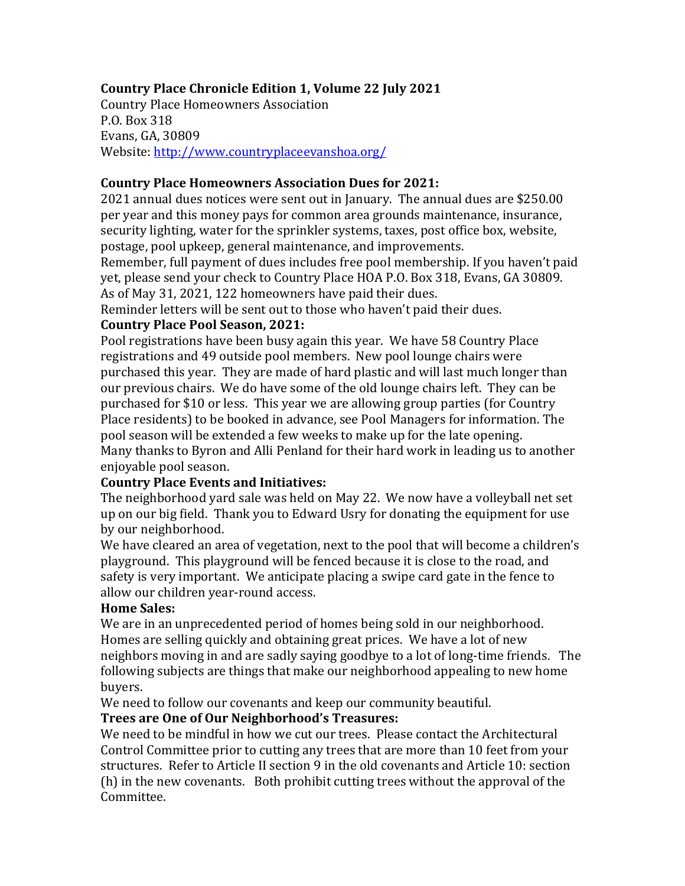**Country Place Chronicle Edition 1, Volume 22 July 2021**

Country Place Homeowners Association
P.O. Box 318
Evans, GA, 30809
Website: http://www.countryplaceevanshoa.org/

**Country Place Homeowners Association Dues for 2021:**

2021 annual dues notices were sent out in January. The annual dues are $250.00 per year and this money pays for common area grounds maintenance, insurance, security lighting, water for the sprinkler systems, taxes, post office box, website, postage, pool upkeep, general maintenance, and improvements.

Remember, full payment of dues includes free pool membership. If you haven't paid yet, please send your check to Country Place HOA P.O. Box 318, Evans, GA 30809. As of May 31, 2021, 122 homeowners have paid their dues.

Reminder letters will be sent out to those who haven't paid their dues.

**Country Place Pool Season, 2021:**

Pool registrations have been busy again this year. We have 58 Country Place registrations and 49 outside pool members. New pool lounge chairs were purchased this year. They are made of hard plastic and will last much longer than our previous chairs. We do have some of the old lounge chairs left. They can be purchased for $10 or less. This year we are allowing group parties (for Country Place residents) to be booked in advance, see Pool Managers for information. The pool season will be extended a few weeks to make up for the late opening.

Many thanks to Byron and Alli Penland for their hard work in leading us to another enjoyable pool season.

**Country Place Events and Initiatives:**

The neighborhood yard sale was held on May 22. We now have a volleyball net set up on our big field. Thank you to Edward Usry for donating the equipment for use by our neighborhood.

We have cleared an area of vegetation, next to the pool that will become a children's playground. This playground will be fenced because it is close to the road, and safety is very important. We anticipate placing a swipe card gate in the fence to allow our children year-round access.

**Home Sales:**

We are in an unprecedented period of homes being sold in our neighborhood. Homes are selling quickly and obtaining great prices. We have a lot of new neighbors moving in and are sadly saying goodbye to a lot of long-time friends. The following subjects are things that make our neighborhood appealing to new home buyers.

We need to follow our covenants and keep our community beautiful.

**Trees are One of Our Neighborhood's Treasures:**

We need to be mindful in how we cut our trees. Please contact the Architectural Control Committee prior to cutting any trees that are more than 10 feet from your structures. Refer to Article II section 9 in the old covenants and Article 10: section (h) in the new covenants. Both prohibit cutting trees without the approval of the Committee.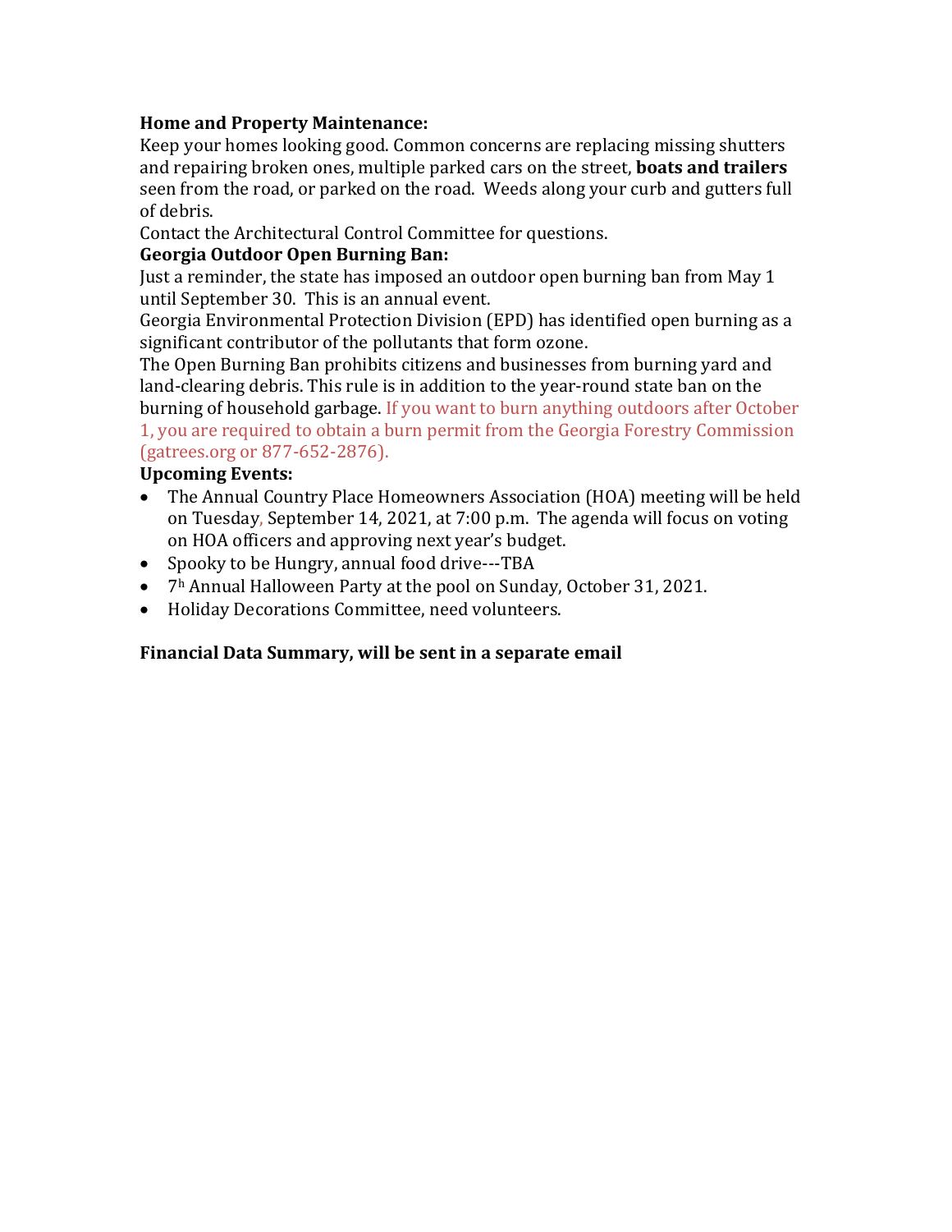**Home and Property Maintenance:**

Keep your homes looking good. Common concerns are replacing missing shutters and repairing broken ones, multiple parked cars on the street, **boats and trailers** seen from the road, or parked on the road. Weeds along your curb and gutters full of debris.

Contact the Architectural Control Committee for questions.

**Georgia Outdoor Open Burning Ban:**

Just a reminder, the state has imposed an outdoor open burning ban from May 1 until September 30. This is an annual event.

Georgia Environmental Protection Division (EPD) has identified open burning as a significant contributor of the pollutants that form ozone.

The Open Burning Ban prohibits citizens and businesses from burning yard and land-clearing debris. This rule is in addition to the year-round state ban on the burning of household garbage. If you want to burn anything outdoors after October 1, you are required to obtain a burn permit from the Georgia Forestry Commission (gatrees.org or 877-652-2876).

**Upcoming Events:**

- The Annual Country Place Homeowners Association (HOA) meeting will be held on Tuesday, September 14, 2021, at 7:00 p.m. The agenda will focus on voting on HOA officers and approving next year's budget.
- Spooky to be Hungry, annual food drive---TBA
- 7h Annual Halloween Party at the pool on Sunday, October 31, 2021.
- Holiday Decorations Committee, need volunteers.

**Financial Data Summary, will be sent in a separate email**